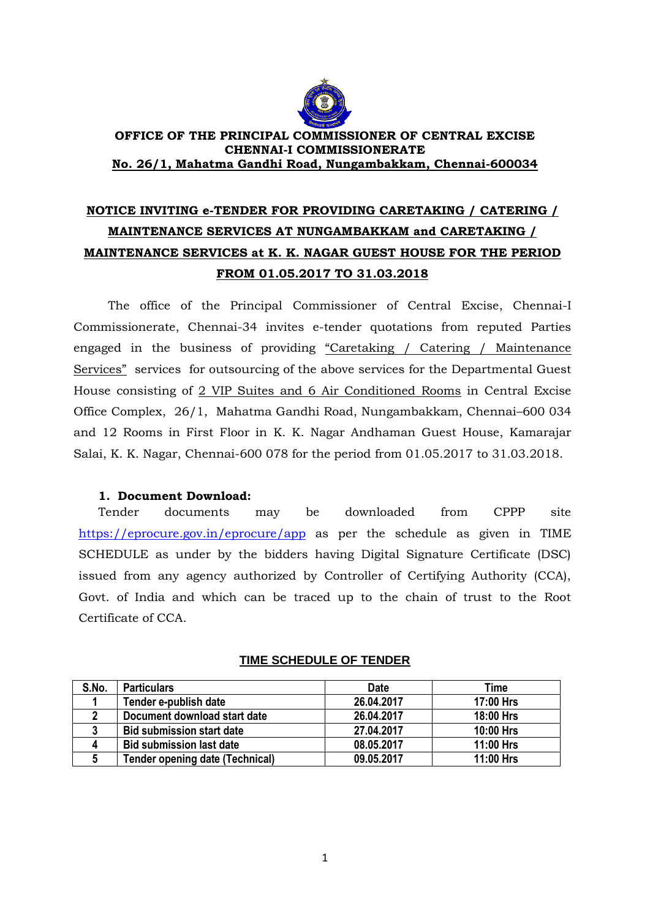**OFFICE OF THE PRINCIPAL COMMISSIONER OF CENTRAL EXCISE**
**CHENNAI-I COMMISSIONERATE**
**No. 26/1, Mahatma Gandhi Road, Nungambakkam, Chennai-600034**

# NOTICE INVITING e-TENDER FOR PROVIDING CARETAKING / CATERING / MAINTENANCE SERVICES AT NUNGAMBAKKAM and CARETAKING / MAINTENANCE SERVICES at K. K. NAGAR GUEST HOUSE FOR THE PERIOD FROM 01.05.2017 TO 31.03.2018

The office of the Principal Commissioner of Central Excise, Chennai-I Commissionerate, Chennai-34 invites e-tender quotations from reputed Parties engaged in the business of providing "Caretaking / Catering / Maintenance Services" services for outsourcing of the above services for the Departmental Guest House consisting of 2 VIP Suites and 6 Air Conditioned Rooms in Central Excise Office Complex, 26/1, Mahatma Gandhi Road, Nungambakkam, Chennai–600 034 and 12 Rooms in First Floor in K. K. Nagar Andhaman Guest House, Kamarajar Salai, K. K. Nagar, Chennai-600 078 for the period from 01.05.2017 to 31.03.2018.

## 1. Document Download:

Tender documents may be downloaded from CPPP site https://eprocure.gov.in/eprocure/app as per the schedule as given in TIME SCHEDULE as under by the bidders having Digital Signature Certificate (DSC) issued from any agency authorized by Controller of Certifying Authority (CCA), Govt. of India and which can be traced up to the chain of trust to the Root Certificate of CCA.

### TIME SCHEDULE OF TENDER

| S.No. | Particulars | Date | Time |
|---|---|---|---|
| 1 | Tender e-publish date | 26.04.2017 | 17:00 Hrs |
| 2 | Document download start date | 26.04.2017 | 18:00 Hrs |
| 3 | Bid submission start date | 27.04.2017 | 10:00 Hrs |
| 4 | Bid submission last date | 08.05.2017 | 11:00 Hrs |
| 5 | Tender opening date (Technical) | 09.05.2017 | 11:00 Hrs |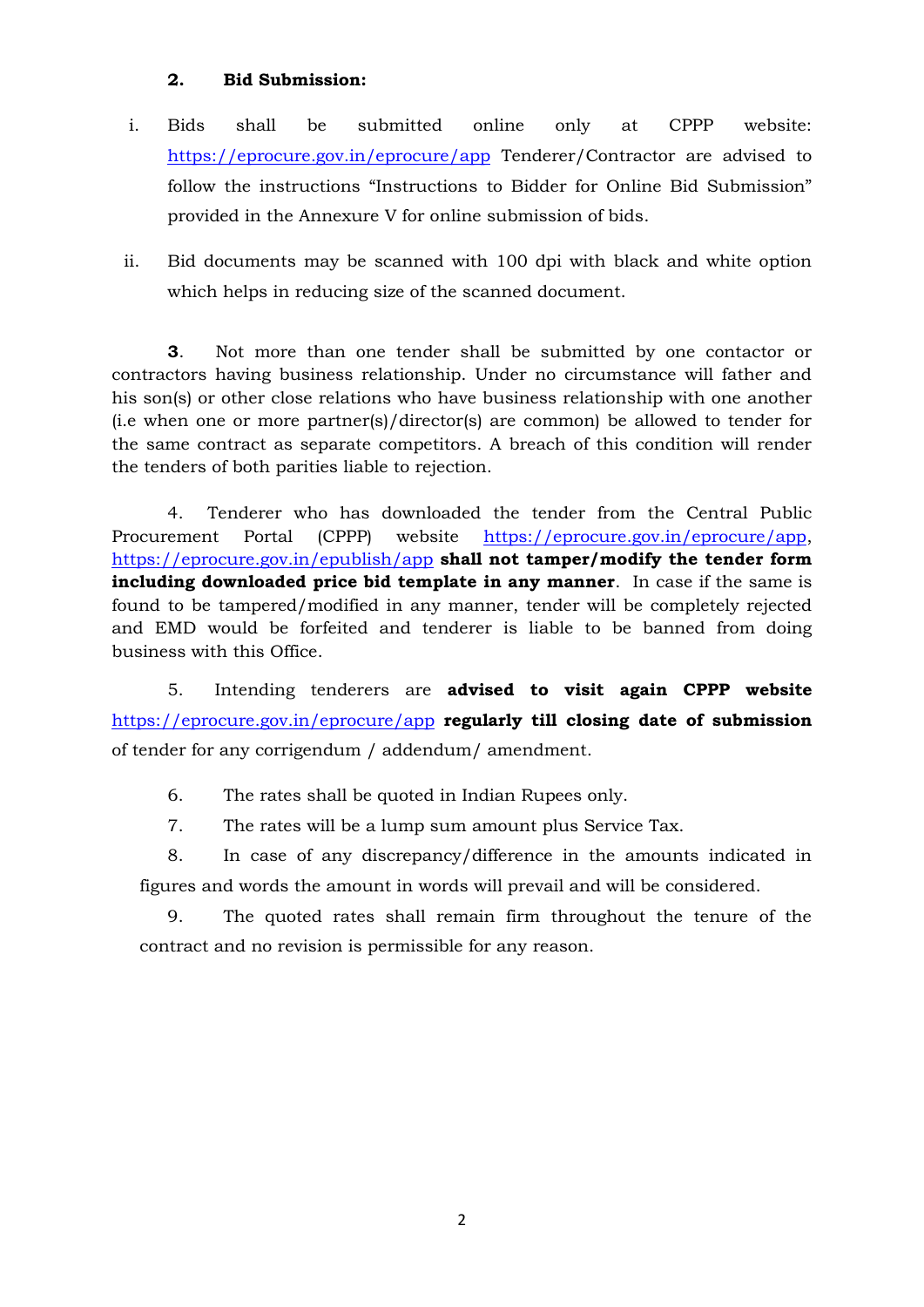## 2. Bid Submission:

i. Bids shall be submitted online only at CPPP website: https://eprocure.gov.in/eprocure/app Tenderer/Contractor are advised to follow the instructions "Instructions to Bidder for Online Bid Submission" provided in the Annexure V for online submission of bids.

ii. Bid documents may be scanned with 100 dpi with black and white option which helps in reducing size of the scanned document.

**3**. Not more than one tender shall be submitted by one contactor or contractors having business relationship. Under no circumstance will father and his son(s) or other close relations who have business relationship with one another (i.e when one or more partner(s)/director(s) are common) be allowed to tender for the same contract as separate competitors. A breach of this condition will render the tenders of both parities liable to rejection.

4. Tenderer who has downloaded the tender from the Central Public Procurement Portal (CPPP) website https://eprocure.gov.in/eprocure/app, https://eprocure.gov.in/epublish/app **shall not tamper/modify the tender form including downloaded price bid template in any manner**. In case if the same is found to be tampered/modified in any manner, tender will be completely rejected and EMD would be forfeited and tenderer is liable to be banned from doing business with this Office.

5. Intending tenderers are **advised to visit again CPPP website** https://eprocure.gov.in/eprocure/app **regularly till closing date of submission** of tender for any corrigendum / addendum/ amendment.

6. The rates shall be quoted in Indian Rupees only.

7. The rates will be a lump sum amount plus Service Tax.

8. In case of any discrepancy/difference in the amounts indicated in figures and words the amount in words will prevail and will be considered.

9. The quoted rates shall remain firm throughout the tenure of the contract and no revision is permissible for any reason.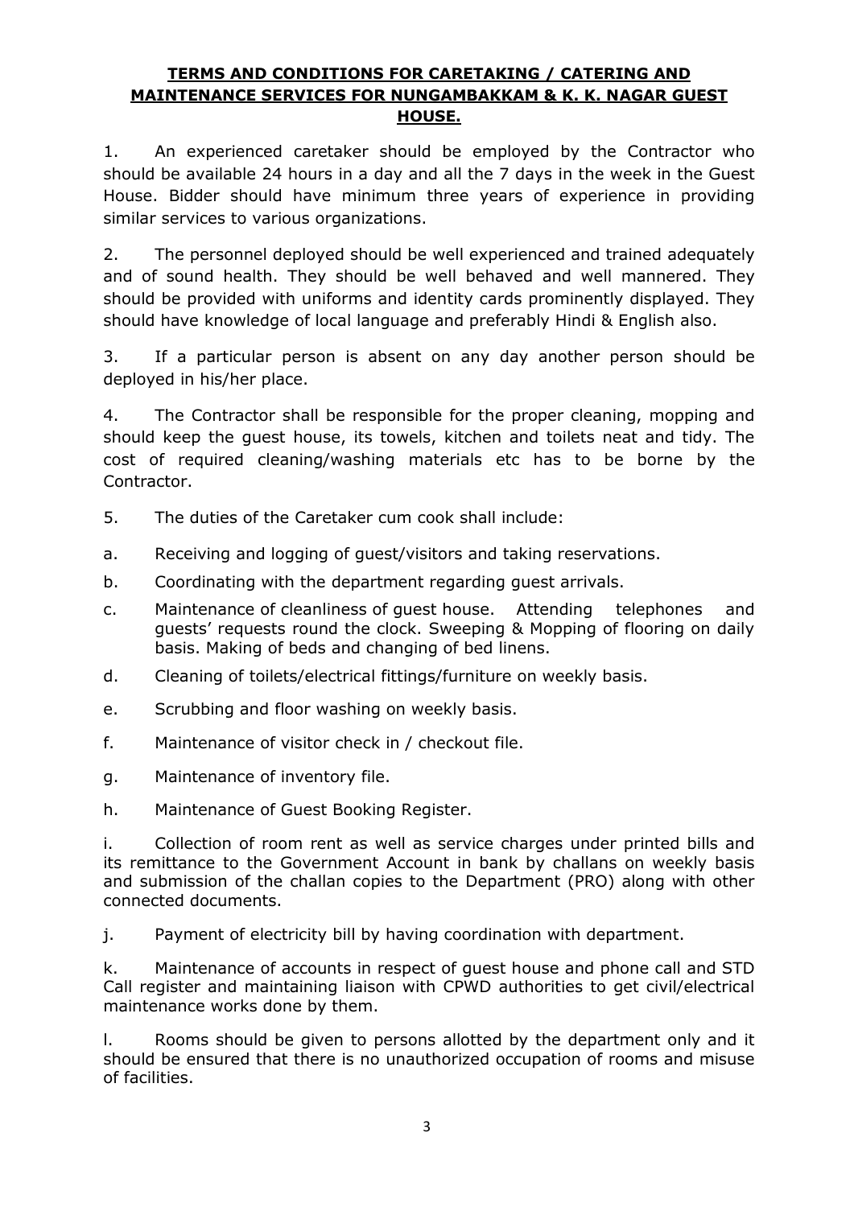## TERMS AND CONDITIONS FOR CARETAKING / CATERING AND MAINTENANCE SERVICES FOR NUNGAMBAKKAM & K. K. NAGAR GUEST HOUSE.

1. An experienced caretaker should be employed by the Contractor who should be available 24 hours in a day and all the 7 days in the week in the Guest House. Bidder should have minimum three years of experience in providing similar services to various organizations.

2. The personnel deployed should be well experienced and trained adequately and of sound health. They should be well behaved and well mannered. They should be provided with uniforms and identity cards prominently displayed. They should have knowledge of local language and preferably Hindi & English also.

3. If a particular person is absent on any day another person should be deployed in his/her place.

4. The Contractor shall be responsible for the proper cleaning, mopping and should keep the guest house, its towels, kitchen and toilets neat and tidy. The cost of required cleaning/washing materials etc has to be borne by the Contractor.

5. The duties of the Caretaker cum cook shall include:

a. Receiving and logging of guest/visitors and taking reservations.

b. Coordinating with the department regarding guest arrivals.

c. Maintenance of cleanliness of guest house. Attending telephones and guests' requests round the clock. Sweeping & Mopping of flooring on daily basis. Making of beds and changing of bed linens.

d. Cleaning of toilets/electrical fittings/furniture on weekly basis.

e. Scrubbing and floor washing on weekly basis.

f. Maintenance of visitor check in / checkout file.

g. Maintenance of inventory file.

h. Maintenance of Guest Booking Register.

i. Collection of room rent as well as service charges under printed bills and its remittance to the Government Account in bank by challans on weekly basis and submission of the challan copies to the Department (PRO) along with other connected documents.

j. Payment of electricity bill by having coordination with department.

k. Maintenance of accounts in respect of guest house and phone call and STD Call register and maintaining liaison with CPWD authorities to get civil/electrical maintenance works done by them.

l. Rooms should be given to persons allotted by the department only and it should be ensured that there is no unauthorized occupation of rooms and misuse of facilities.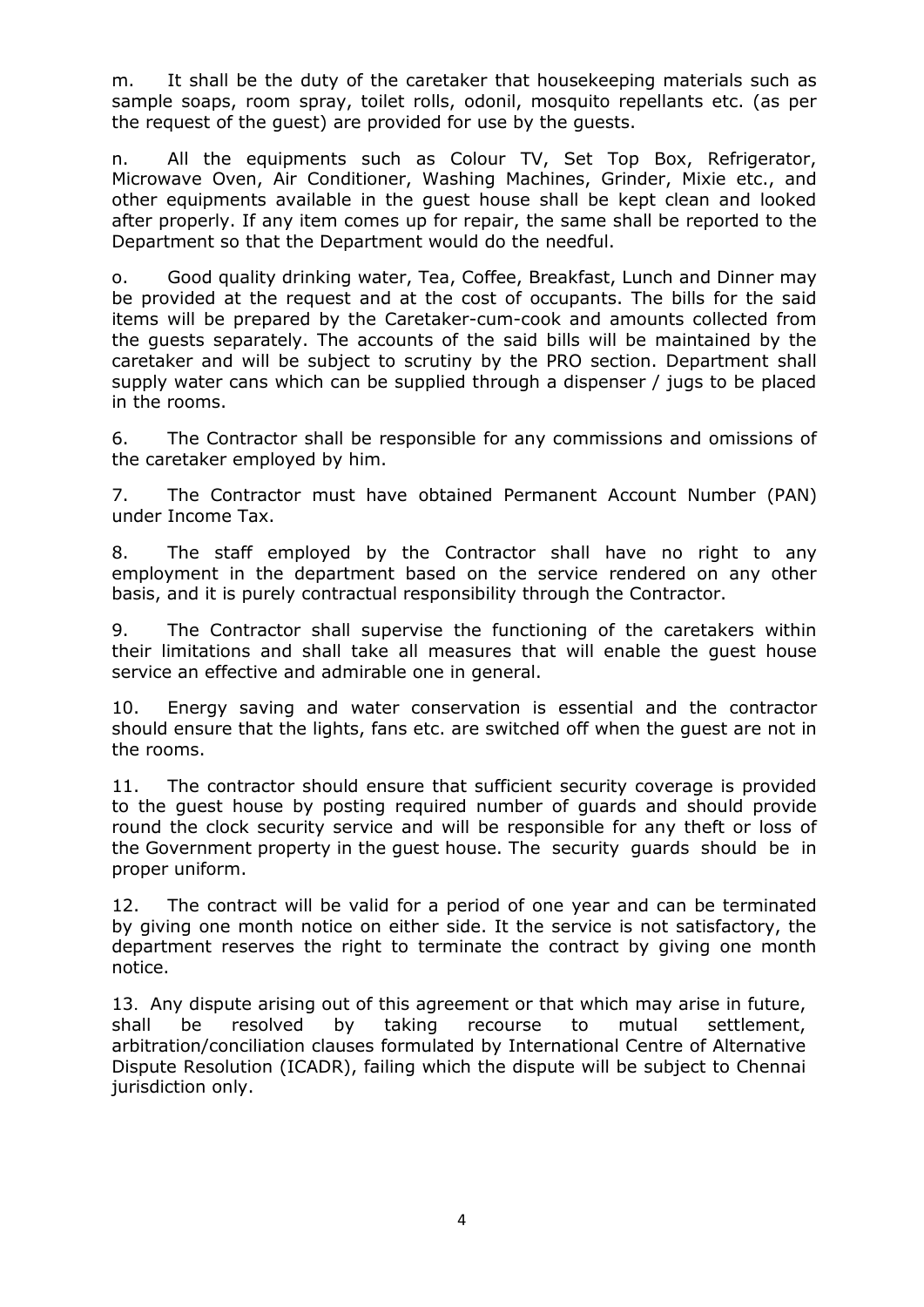m. It shall be the duty of the caretaker that housekeeping materials such as sample soaps, room spray, toilet rolls, odonil, mosquito repellants etc. (as per the request of the guest) are provided for use by the guests.

n. All the equipments such as Colour TV, Set Top Box, Refrigerator, Microwave Oven, Air Conditioner, Washing Machines, Grinder, Mixie etc., and other equipments available in the guest house shall be kept clean and looked after properly. If any item comes up for repair, the same shall be reported to the Department so that the Department would do the needful.

o. Good quality drinking water, Tea, Coffee, Breakfast, Lunch and Dinner may be provided at the request and at the cost of occupants. The bills for the said items will be prepared by the Caretaker-cum-cook and amounts collected from the guests separately. The accounts of the said bills will be maintained by the caretaker and will be subject to scrutiny by the PRO section. Department shall supply water cans which can be supplied through a dispenser / jugs to be placed in the rooms.

6. The Contractor shall be responsible for any commissions and omissions of the caretaker employed by him.

7. The Contractor must have obtained Permanent Account Number (PAN) under Income Tax.

8. The staff employed by the Contractor shall have no right to any employment in the department based on the service rendered on any other basis, and it is purely contractual responsibility through the Contractor.

9. The Contractor shall supervise the functioning of the caretakers within their limitations and shall take all measures that will enable the guest house service an effective and admirable one in general.

10. Energy saving and water conservation is essential and the contractor should ensure that the lights, fans etc. are switched off when the guest are not in the rooms.

11. The contractor should ensure that sufficient security coverage is provided to the guest house by posting required number of guards and should provide round the clock security service and will be responsible for any theft or loss of the Government property in the guest house. The security guards should be in proper uniform.

12. The contract will be valid for a period of one year and can be terminated by giving one month notice on either side. It the service is not satisfactory, the department reserves the right to terminate the contract by giving one month notice.

13. Any dispute arising out of this agreement or that which may arise in future, shall be resolved by taking recourse to mutual settlement, arbitration/conciliation clauses formulated by International Centre of Alternative Dispute Resolution (ICADR), failing which the dispute will be subject to Chennai jurisdiction only.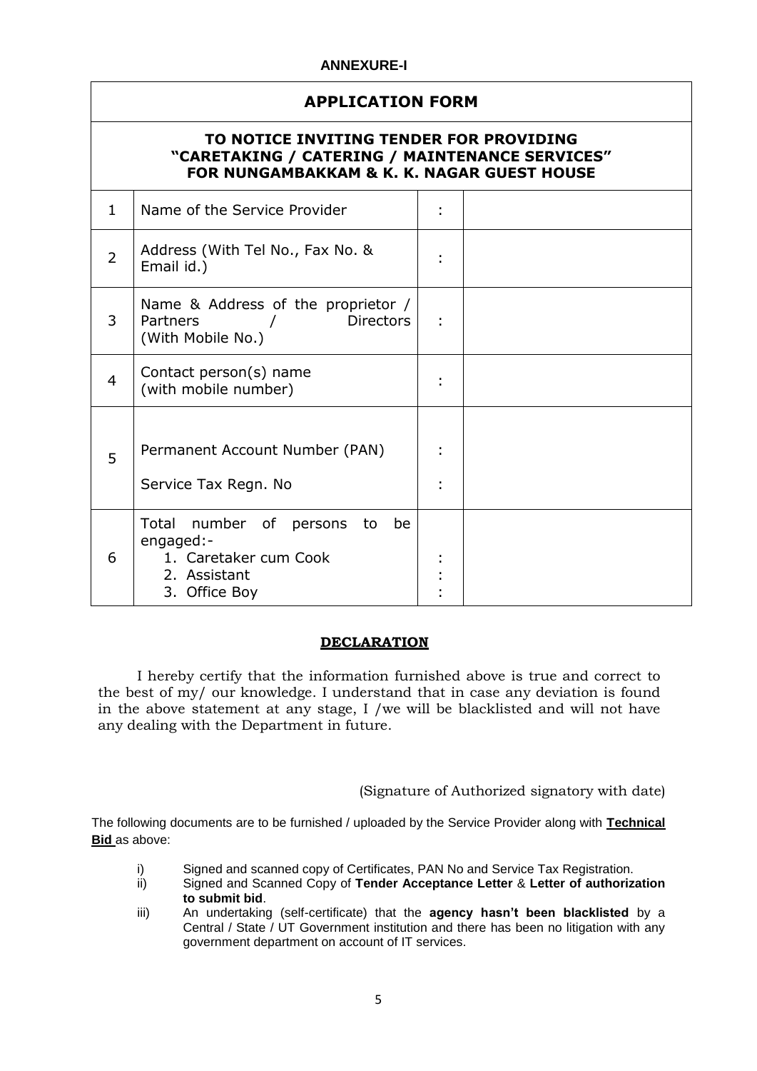**ANNEXURE-I**

## APPLICATION FORM

### TO NOTICE INVITING TENDER FOR PROVIDING "CARETAKING / CATERING / MAINTENANCE SERVICES" FOR NUNGAMBAKKAM & K. K. NAGAR GUEST HOUSE

| | | | |
|---|---|---|---|
| 1 | Name of the Service Provider | : | |
| 2 | Address (With Tel No., Fax No. & Email id.) | : | |
| 3 | Name & Address of the proprietor / Partners / Directors (With Mobile No.) | : | |
| 4 | Contact person(s) name (with mobile number) | : | |
| 5 | Permanent Account Number (PAN)<br><br>Service Tax Regn. No | :<br><br>: | |
| 6 | Total number of persons to be engaged:-<br>1. Caretaker cum Cook<br>2. Assistant<br>3. Office Boy | <br>:<br>:<br>: | |

**DECLARATION**

I hereby certify that the information furnished above is true and correct to the best of my/ our knowledge. I understand that in case any deviation is found in the above statement at any stage, I /we will be blacklisted and will not have any dealing with the Department in future.

(Signature of Authorized signatory with date)

The following documents are to be furnished / uploaded by the Service Provider along with **Technical Bid** as above:

i) Signed and scanned copy of Certificates, PAN No and Service Tax Registration.

ii) Signed and Scanned Copy of **Tender Acceptance Letter** & **Letter of authorization to submit bid**.

iii) An undertaking (self-certificate) that the **agency hasn't been blacklisted** by a Central / State / UT Government institution and there has been no litigation with any government department on account of IT services.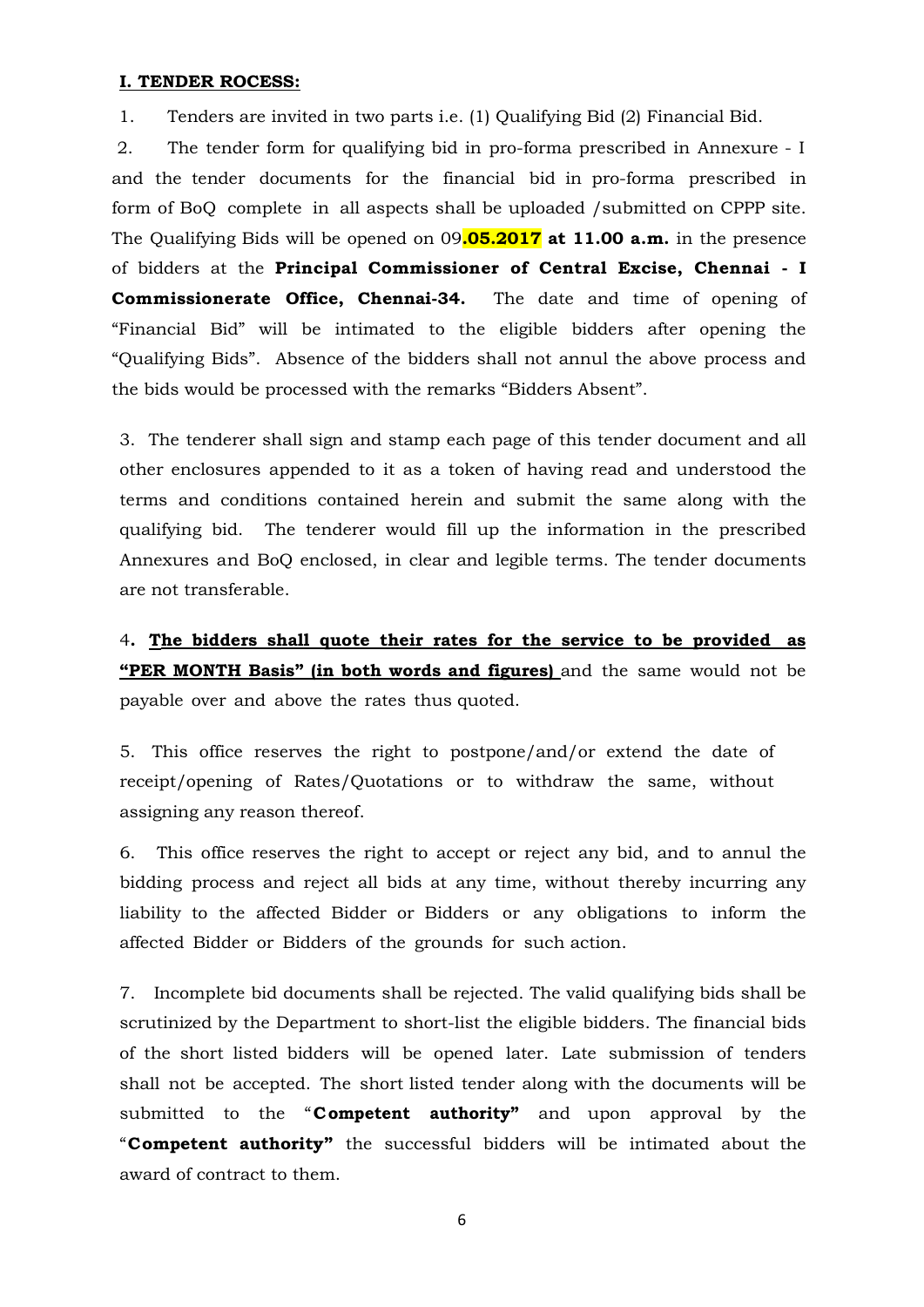**I. TENDER ROCESS:**

1. Tenders are invited in two parts i.e. (1) Qualifying Bid (2) Financial Bid.

2. The tender form for qualifying bid in pro-forma prescribed in Annexure - I and the tender documents for the financial bid in pro-forma prescribed in form of BoQ complete in all aspects shall be uploaded /submitted on CPPP site. The Qualifying Bids will be opened on 09**.05.2017 at 11.00 a.m.** in the presence of bidders at the **Principal Commissioner of Central Excise, Chennai - I Commissionerate Office, Chennai-34.** The date and time of opening of "Financial Bid" will be intimated to the eligible bidders after opening the "Qualifying Bids". Absence of the bidders shall not annul the above process and the bids would be processed with the remarks "Bidders Absent".

3. The tenderer shall sign and stamp each page of this tender document and all other enclosures appended to it as a token of having read and understood the terms and conditions contained herein and submit the same along with the qualifying bid. The tenderer would fill up the information in the prescribed Annexures and BoQ enclosed, in clear and legible terms. The tender documents are not transferable.

4**. <u>The bidders shall quote their rates for the service to be provided as "PER MONTH Basis" (in both words and figures)</u>** and the same would not be payable over and above the rates thus quoted.

5. This office reserves the right to postpone/and/or extend the date of receipt/opening of Rates/Quotations or to withdraw the same, without assigning any reason thereof.

6. This office reserves the right to accept or reject any bid, and to annul the bidding process and reject all bids at any time, without thereby incurring any liability to the affected Bidder or Bidders or any obligations to inform the affected Bidder or Bidders of the grounds for such action.

7. Incomplete bid documents shall be rejected. The valid qualifying bids shall be scrutinized by the Department to short-list the eligible bidders. The financial bids of the short listed bidders will be opened later. Late submission of tenders shall not be accepted. The short listed tender along with the documents will be submitted to the "**Competent authority"** and upon approval by the "**Competent authority"** the successful bidders will be intimated about the award of contract to them.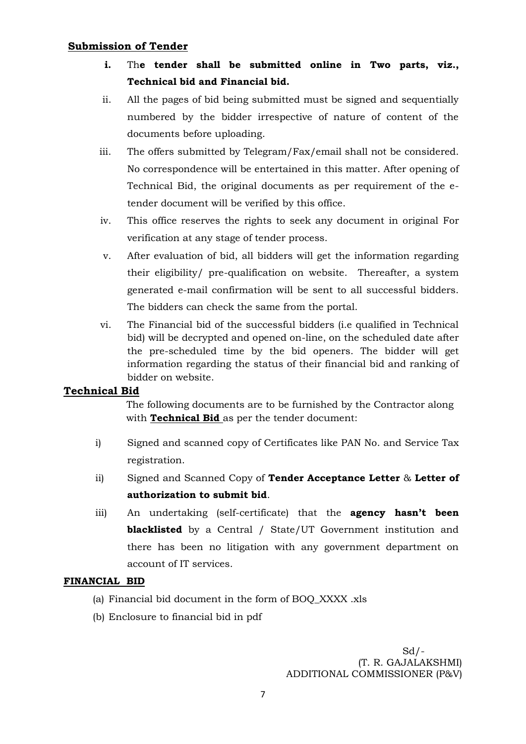**Submission of Tender**

i. Th**e tender shall be submitted online in Two parts, viz., Technical bid and Financial bid.**

ii. All the pages of bid being submitted must be signed and sequentially numbered by the bidder irrespective of nature of content of the documents before uploading.

iii. The offers submitted by Telegram/Fax/email shall not be considered. No correspondence will be entertained in this matter. After opening of Technical Bid, the original documents as per requirement of the e-tender document will be verified by this office.

iv. This office reserves the rights to seek any document in original For verification at any stage of tender process.

v. After evaluation of bid, all bidders will get the information regarding their eligibility/ pre-qualification on website. Thereafter, a system generated e-mail confirmation will be sent to all successful bidders. The bidders can check the same from the portal.

vi. The Financial bid of the successful bidders (i.e qualified in Technical bid) will be decrypted and opened on-line, on the scheduled date after the pre-scheduled time by the bid openers. The bidder will get information regarding the status of their financial bid and ranking of bidder on website.

**Technical Bid**

The following documents are to be furnished by the Contractor along with **Technical Bid** as per the tender document:

i) Signed and scanned copy of Certificates like PAN No. and Service Tax registration.

ii) Signed and Scanned Copy of **Tender Acceptance Letter** & **Letter of authorization to submit bid**.

iii) An undertaking (self-certificate) that the **agency hasn't been blacklisted** by a Central / State/UT Government institution and there has been no litigation with any government department on account of IT services.

**FINANCIAL BID**

(a) Financial bid document in the form of BOQ_XXXX .xls

(b) Enclosure to financial bid in pdf

Sd/-
(T. R. GAJALAKSHMI)
ADDITIONAL COMMISSIONER (P&V)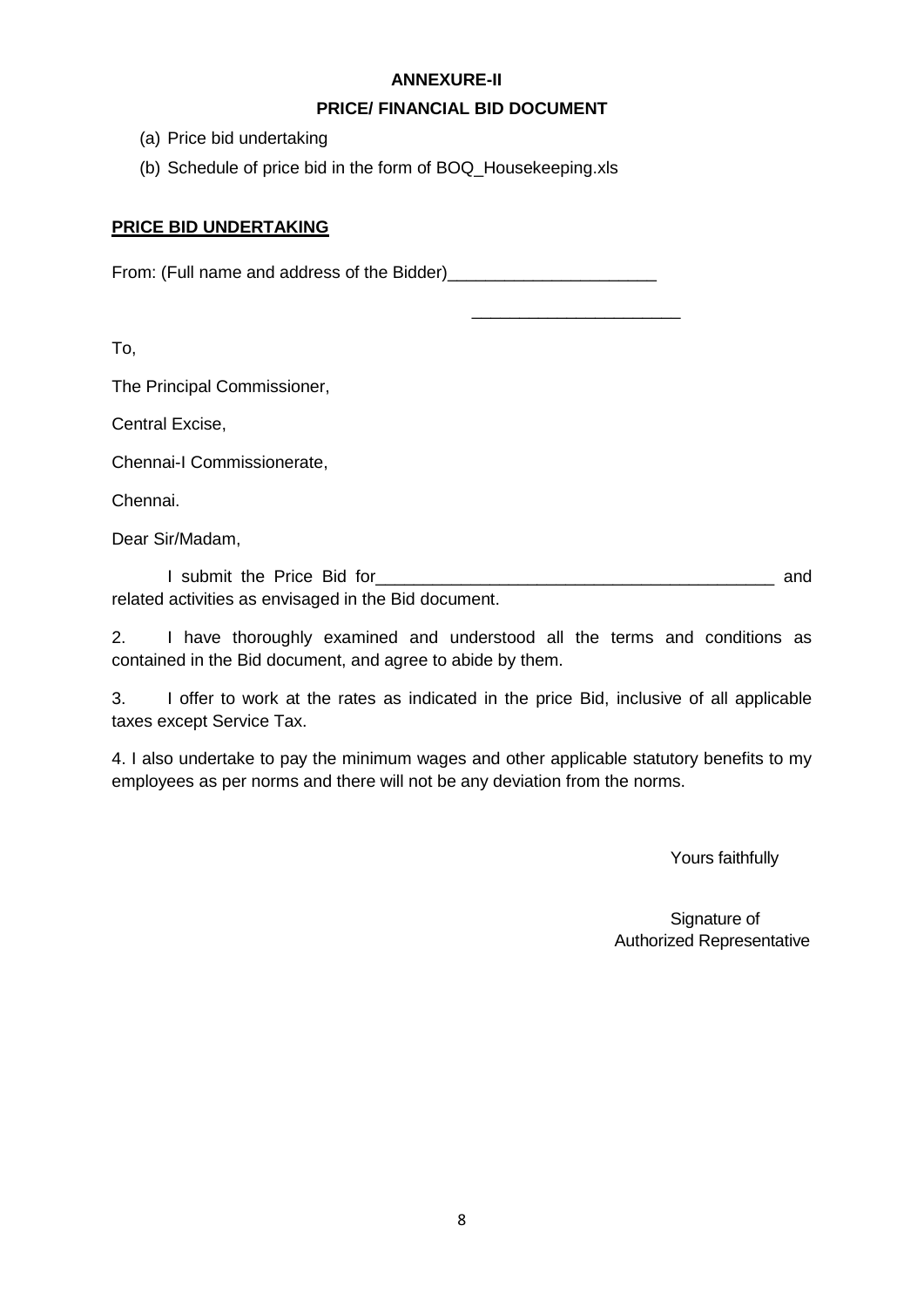**ANNEXURE-II**

**PRICE/ FINANCIAL BID DOCUMENT**

(a) Price bid undertaking

(b) Schedule of price bid in the form of BOQ_Housekeeping.xls

**PRICE BID UNDERTAKING**

From: (Full name and address of the Bidder)______________________

______________________

To,

The Principal Commissioner,

Central Excise,

Chennai-I Commissionerate,

Chennai.

Dear Sir/Madam,

I submit the Price Bid for____________________________________________ and related activities as envisaged in the Bid document.

2. I have thoroughly examined and understood all the terms and conditions as contained in the Bid document, and agree to abide by them.

3. I offer to work at the rates as indicated in the price Bid, inclusive of all applicable taxes except Service Tax.

4. I also undertake to pay the minimum wages and other applicable statutory benefits to my employees as per norms and there will not be any deviation from the norms.

Yours faithfully

Signature of
Authorized Representative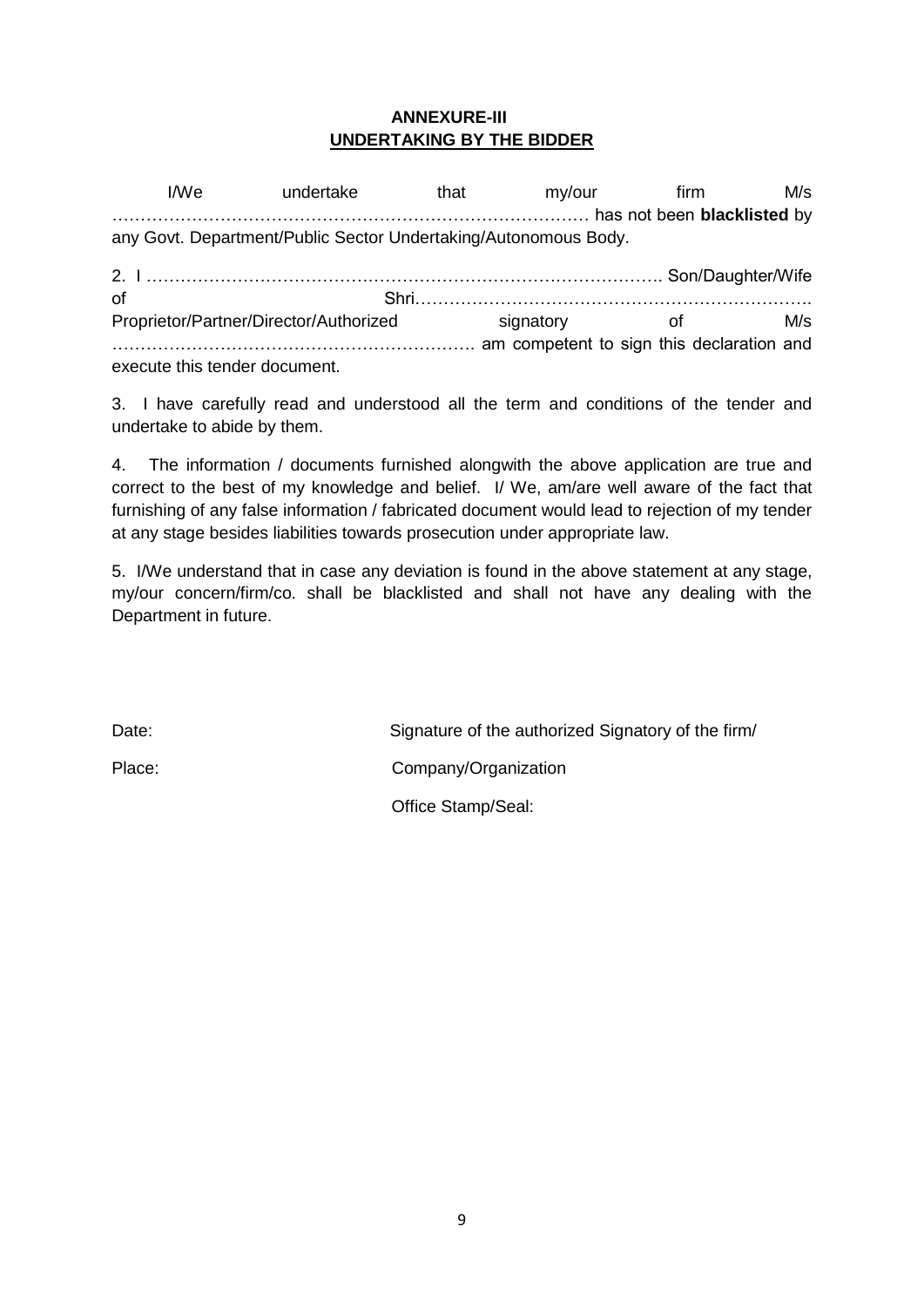## ANNEXURE-III

## UNDERTAKING BY THE BIDDER

I/We undertake that my/our firm M/s ………………………………………………………………………… has not been **blacklisted** by any Govt. Department/Public Sector Undertaking/Autonomous Body.

2. I ………………………………………………………………………………. Son/Daughter/Wife of Shri……………………………………………………………. Proprietor/Partner/Director/Authorized signatory of M/s ………………………………………………………. am competent to sign this declaration and execute this tender document.

3. I have carefully read and understood all the term and conditions of the tender and undertake to abide by them.

4. The information / documents furnished alongwith the above application are true and correct to the best of my knowledge and belief. I/ We, am/are well aware of the fact that furnishing of any false information / fabricated document would lead to rejection of my tender at any stage besides liabilities towards prosecution under appropriate law.

5. I/We understand that in case any deviation is found in the above statement at any stage, my/our concern/firm/co. shall be blacklisted and shall not have any dealing with the Department in future.

Date: Signature of the authorized Signatory of the firm/

Place: Company/Organization

Office Stamp/Seal: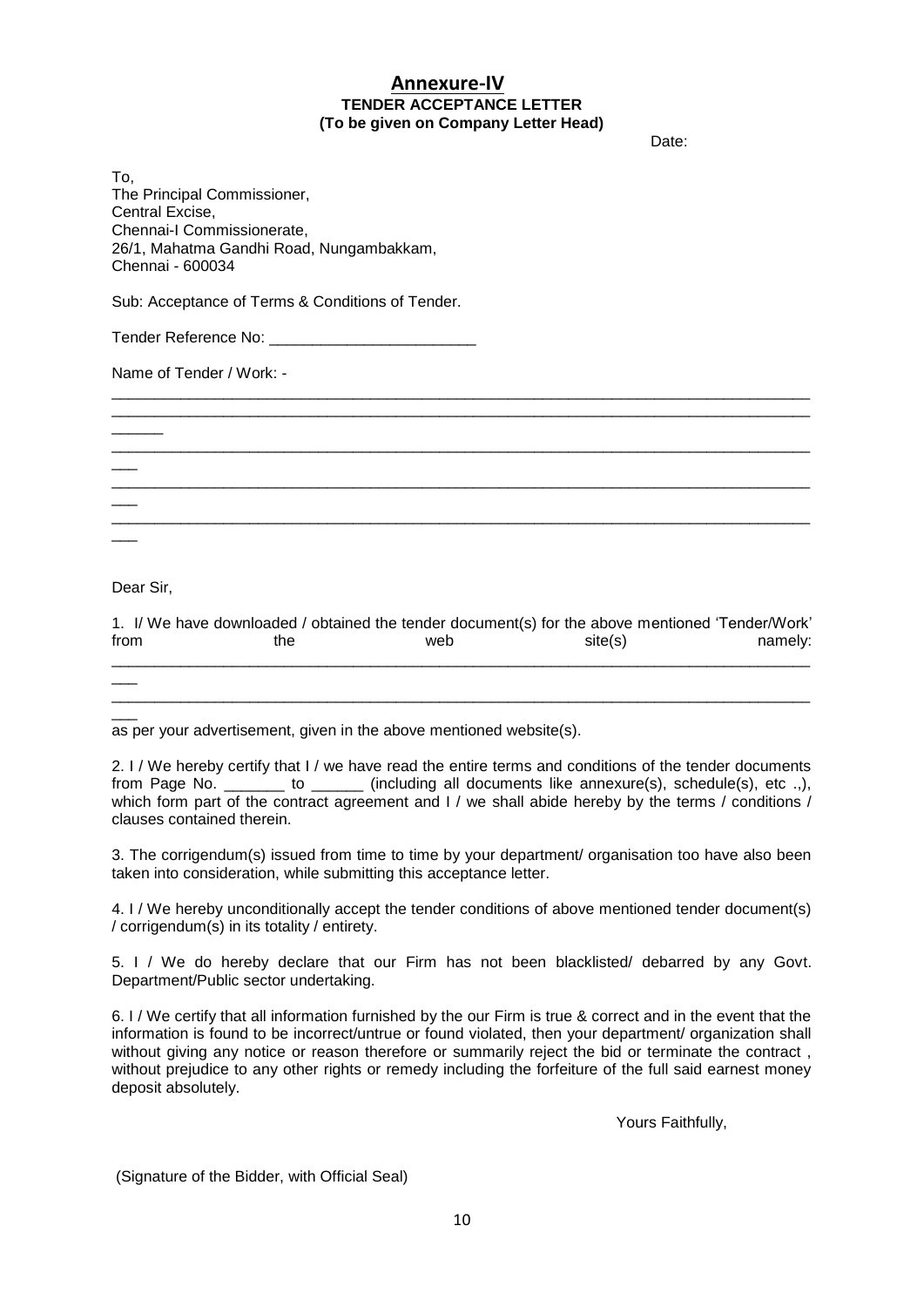## Annexure-IV

**TENDER ACCEPTANCE LETTER**
**(To be given on Company Letter Head)**

Date:

To,
The Principal Commissioner,
Central Excise,
Chennai-I Commissionerate,
26/1, Mahatma Gandhi Road, Nungambakkam,
Chennai - 600034

Sub: Acceptance of Terms & Conditions of Tender.

Tender Reference No: ________________________

Name of Tender / Work: -

______________________________________________________________________________
______________________________________________________________________________
______________________________________________________________________________
______________________________________________________________________________
______________________________________________________________________________

Dear Sir,

1. I/ We have downloaded / obtained the tender document(s) for the above mentioned 'Tender/Work' from the web site(s) namely:
______________________________________________________________________________
______________________________________________________________________________
as per your advertisement, given in the above mentioned website(s).

2. I / We hereby certify that I / we have read the entire terms and conditions of the tender documents from Page No. _______ to ______ (including all documents like annexure(s), schedule(s), etc .,), which form part of the contract agreement and I / we shall abide hereby by the terms / conditions / clauses contained therein.

3. The corrigendum(s) issued from time to time by your department/ organisation too have also been taken into consideration, while submitting this acceptance letter.

4. I / We hereby unconditionally accept the tender conditions of above mentioned tender document(s) / corrigendum(s) in its totality / entirety.

5. I / We do hereby declare that our Firm has not been blacklisted/ debarred by any Govt. Department/Public sector undertaking.

6. I / We certify that all information furnished by the our Firm is true & correct and in the event that the information is found to be incorrect/untrue or found violated, then your department/ organization shall without giving any notice or reason therefore or summarily reject the bid or terminate the contract , without prejudice to any other rights or remedy including the forfeiture of the full said earnest money deposit absolutely.

Yours Faithfully,

(Signature of the Bidder, with Official Seal)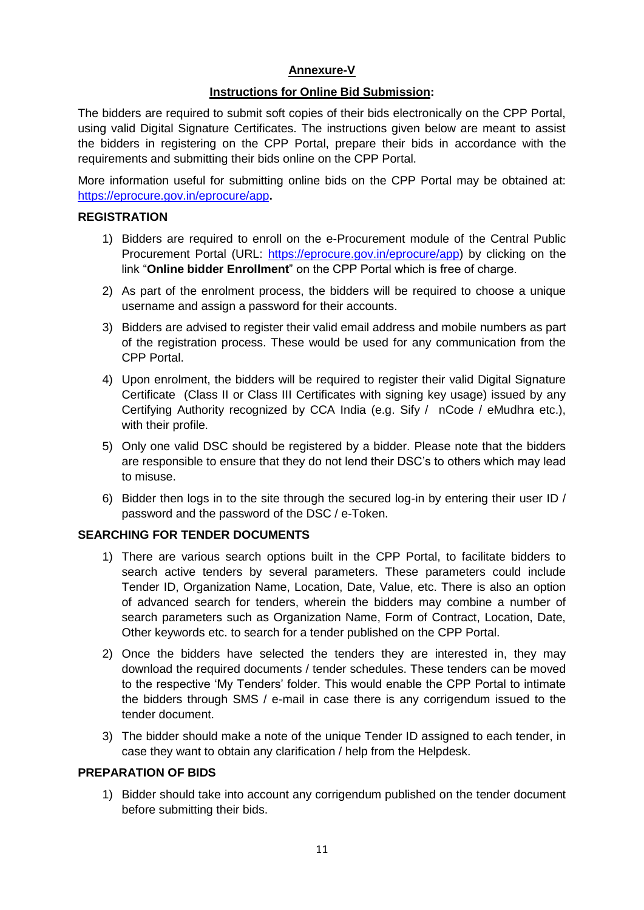## Annexure-V

### Instructions for Online Bid Submission:

The bidders are required to submit soft copies of their bids electronically on the CPP Portal, using valid Digital Signature Certificates. The instructions given below are meant to assist the bidders in registering on the CPP Portal, prepare their bids in accordance with the requirements and submitting their bids online on the CPP Portal.

More information useful for submitting online bids on the CPP Portal may be obtained at: https://eprocure.gov.in/eprocure/app**.**

**REGISTRATION**

1) Bidders are required to enroll on the e-Procurement module of the Central Public Procurement Portal (URL: https://eprocure.gov.in/eprocure/app) by clicking on the link "**Online bidder Enrollment**" on the CPP Portal which is free of charge.
2) As part of the enrolment process, the bidders will be required to choose a unique username and assign a password for their accounts.
3) Bidders are advised to register their valid email address and mobile numbers as part of the registration process. These would be used for any communication from the CPP Portal.
4) Upon enrolment, the bidders will be required to register their valid Digital Signature Certificate (Class II or Class III Certificates with signing key usage) issued by any Certifying Authority recognized by CCA India (e.g. Sify / nCode / eMudhra etc.), with their profile.
5) Only one valid DSC should be registered by a bidder. Please note that the bidders are responsible to ensure that they do not lend their DSC's to others which may lead to misuse.
6) Bidder then logs in to the site through the secured log-in by entering their user ID / password and the password of the DSC / e-Token.

**SEARCHING FOR TENDER DOCUMENTS**

1) There are various search options built in the CPP Portal, to facilitate bidders to search active tenders by several parameters. These parameters could include Tender ID, Organization Name, Location, Date, Value, etc. There is also an option of advanced search for tenders, wherein the bidders may combine a number of search parameters such as Organization Name, Form of Contract, Location, Date, Other keywords etc. to search for a tender published on the CPP Portal.
2) Once the bidders have selected the tenders they are interested in, they may download the required documents / tender schedules. These tenders can be moved to the respective 'My Tenders' folder. This would enable the CPP Portal to intimate the bidders through SMS / e-mail in case there is any corrigendum issued to the tender document.
3) The bidder should make a note of the unique Tender ID assigned to each tender, in case they want to obtain any clarification / help from the Helpdesk.

**PREPARATION OF BIDS**

1) Bidder should take into account any corrigendum published on the tender document before submitting their bids.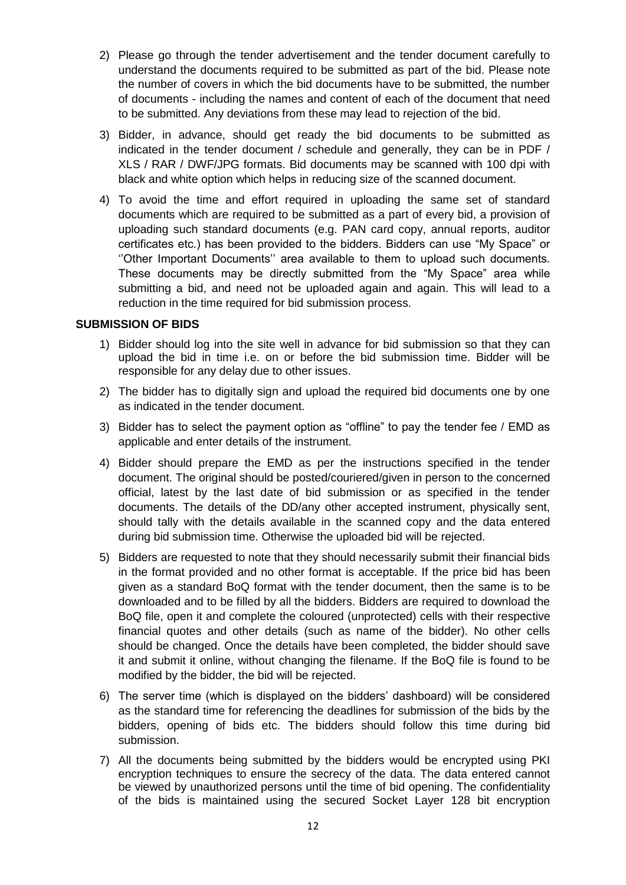2) Please go through the tender advertisement and the tender document carefully to understand the documents required to be submitted as part of the bid. Please note the number of covers in which the bid documents have to be submitted, the number of documents - including the names and content of each of the document that need to be submitted. Any deviations from these may lead to rejection of the bid.

3) Bidder, in advance, should get ready the bid documents to be submitted as indicated in the tender document / schedule and generally, they can be in PDF / XLS / RAR / DWF/JPG formats. Bid documents may be scanned with 100 dpi with black and white option which helps in reducing size of the scanned document.

4) To avoid the time and effort required in uploading the same set of standard documents which are required to be submitted as a part of every bid, a provision of uploading such standard documents (e.g. PAN card copy, annual reports, auditor certificates etc.) has been provided to the bidders. Bidders can use "My Space" or ''Other Important Documents'' area available to them to upload such documents. These documents may be directly submitted from the "My Space" area while submitting a bid, and need not be uploaded again and again. This will lead to a reduction in the time required for bid submission process.

**SUBMISSION OF BIDS**

1) Bidder should log into the site well in advance for bid submission so that they can upload the bid in time i.e. on or before the bid submission time. Bidder will be responsible for any delay due to other issues.

2) The bidder has to digitally sign and upload the required bid documents one by one as indicated in the tender document.

3) Bidder has to select the payment option as "offline" to pay the tender fee / EMD as applicable and enter details of the instrument.

4) Bidder should prepare the EMD as per the instructions specified in the tender document. The original should be posted/couriered/given in person to the concerned official, latest by the last date of bid submission or as specified in the tender documents. The details of the DD/any other accepted instrument, physically sent, should tally with the details available in the scanned copy and the data entered during bid submission time. Otherwise the uploaded bid will be rejected.

5) Bidders are requested to note that they should necessarily submit their financial bids in the format provided and no other format is acceptable. If the price bid has been given as a standard BoQ format with the tender document, then the same is to be downloaded and to be filled by all the bidders. Bidders are required to download the BoQ file, open it and complete the coloured (unprotected) cells with their respective financial quotes and other details (such as name of the bidder). No other cells should be changed. Once the details have been completed, the bidder should save it and submit it online, without changing the filename. If the BoQ file is found to be modified by the bidder, the bid will be rejected.

6) The server time (which is displayed on the bidders' dashboard) will be considered as the standard time for referencing the deadlines for submission of the bids by the bidders, opening of bids etc. The bidders should follow this time during bid submission.

7) All the documents being submitted by the bidders would be encrypted using PKI encryption techniques to ensure the secrecy of the data. The data entered cannot be viewed by unauthorized persons until the time of bid opening. The confidentiality of the bids is maintained using the secured Socket Layer 128 bit encryption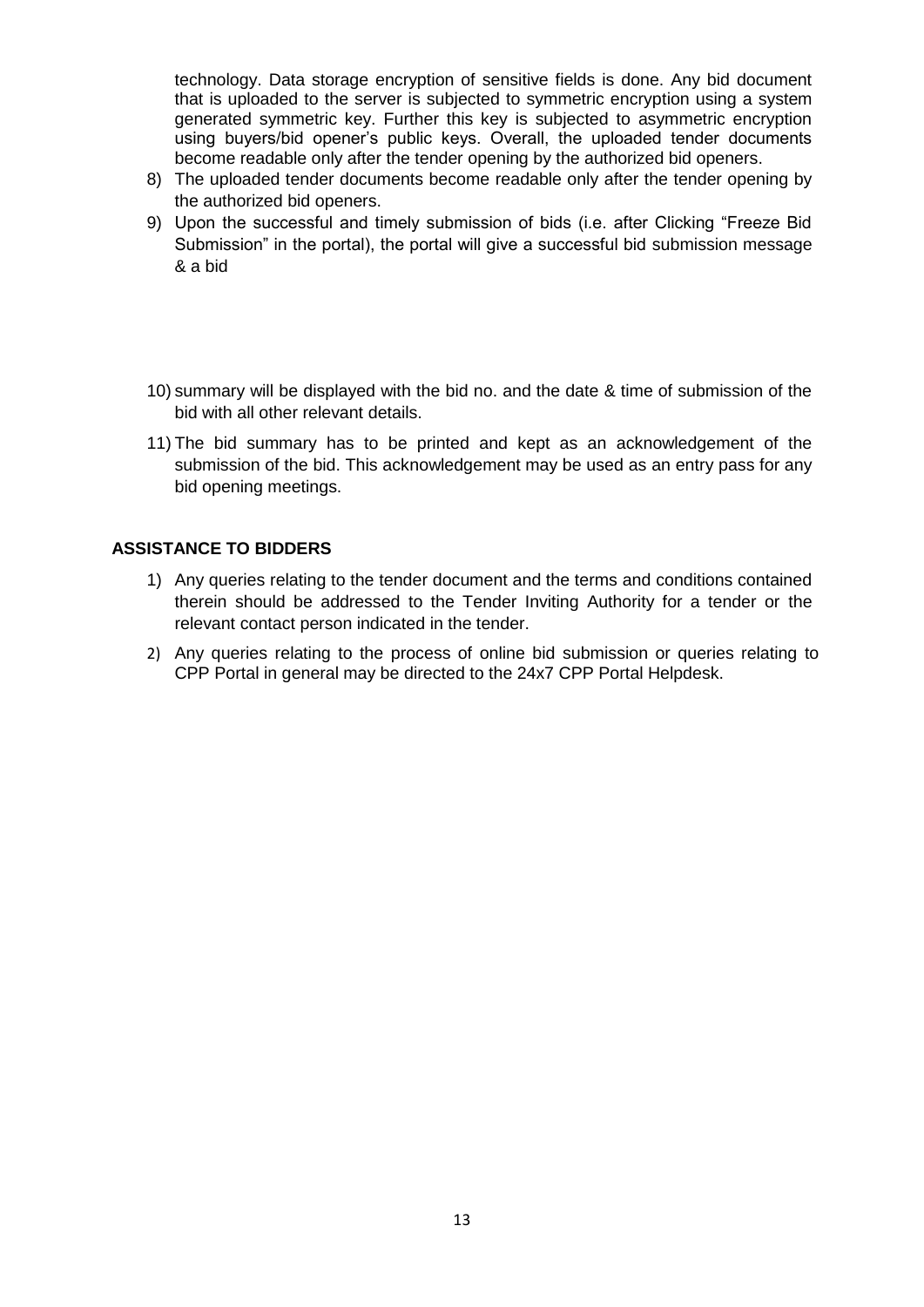technology. Data storage encryption of sensitive fields is done. Any bid document that is uploaded to the server is subjected to symmetric encryption using a system generated symmetric key. Further this key is subjected to asymmetric encryption using buyers/bid opener's public keys. Overall, the uploaded tender documents become readable only after the tender opening by the authorized bid openers.

8) The uploaded tender documents become readable only after the tender opening by the authorized bid openers.
9) Upon the successful and timely submission of bids (i.e. after Clicking "Freeze Bid Submission" in the portal), the portal will give a successful bid submission message & a bid
10) summary will be displayed with the bid no. and the date & time of submission of the bid with all other relevant details.
11) The bid summary has to be printed and kept as an acknowledgement of the submission of the bid. This acknowledgement may be used as an entry pass for any bid opening meetings.

**ASSISTANCE TO BIDDERS**

1) Any queries relating to the tender document and the terms and conditions contained therein should be addressed to the Tender Inviting Authority for a tender or the relevant contact person indicated in the tender.
2) Any queries relating to the process of online bid submission or queries relating to CPP Portal in general may be directed to the 24x7 CPP Portal Helpdesk.